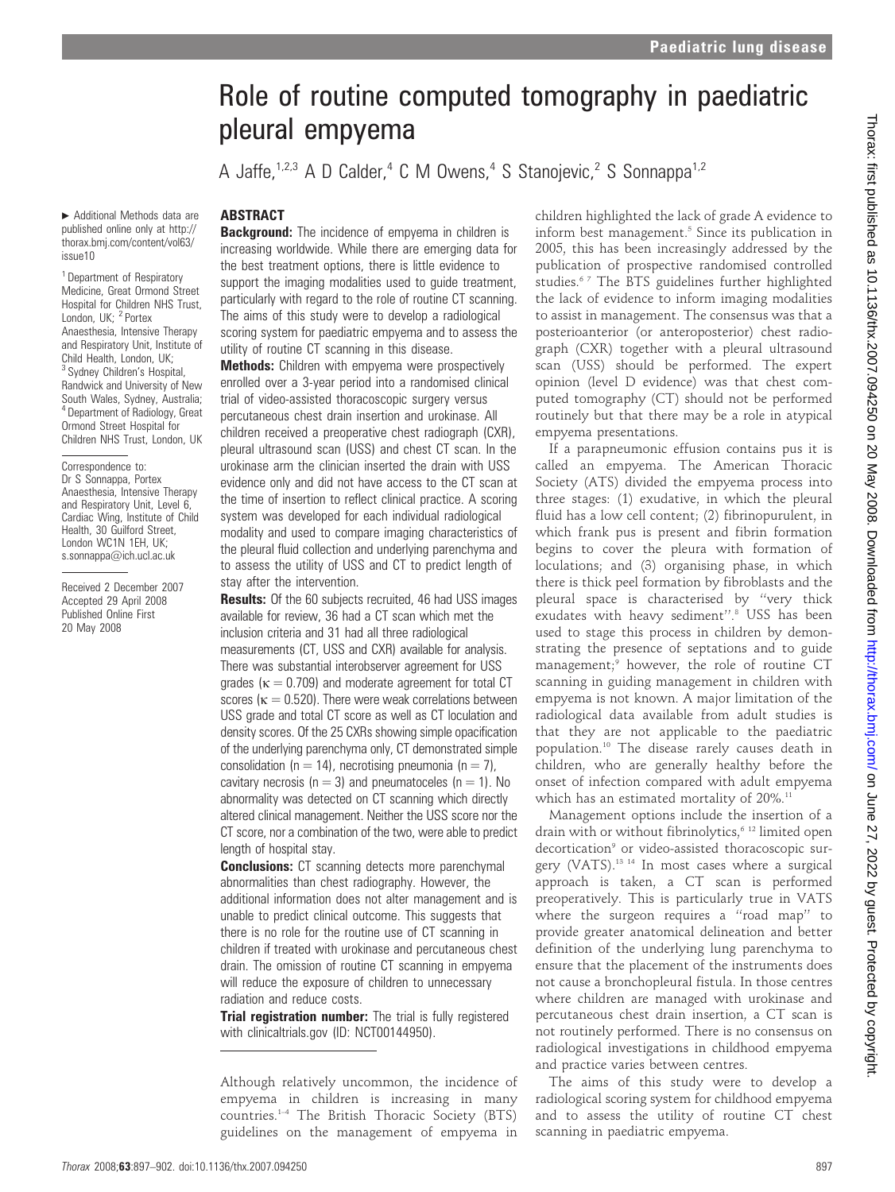# Role of routine computed tomography in paediatric pleural empyema

A Jaffe,[1,2,3] A D Calder,[4] C M Owens,[4] S Stanojevic,[2] S Sonnappa[1,2]

► Additional Methods data are published online only at http://thorax.bmj.com/content/vol63/issue10

[1] Department of Respiratory Medicine, Great Ormond Street Hospital for Children NHS Trust, London, UK; [2] Portex Anaesthesia, Intensive Therapy and Respiratory Unit, Institute of Child Health, London, UK; [3] Sydney Children's Hospital, Randwick and University of New South Wales, Sydney, Australia; [4] Department of Radiology, Great Ormond Street Hospital for Children NHS Trust, London, UK

Correspondence to: Dr S Sonnappa, Portex Anaesthesia, Intensive Therapy and Respiratory Unit, Level 6, Cardiac Wing, Institute of Child Health, 30 Guilford Street, London WC1N 1EH, UK; s.sonnappa@ich.ucl.ac.uk

Received 2 December 2007
Accepted 29 April 2008
Published Online First 20 May 2008

## ABSTRACT

**Background:** The incidence of empyema in children is increasing worldwide. While there are emerging data for the best treatment options, there is little evidence to support the imaging modalities used to guide treatment, particularly with regard to the role of routine CT scanning. The aims of this study were to develop a radiological scoring system for paediatric empyema and to assess the utility of routine CT scanning in this disease.

**Methods:** Children with empyema were prospectively enrolled over a 3-year period into a randomised clinical trial of video-assisted thoracoscopic surgery versus percutaneous chest drain insertion and urokinase. All children received a preoperative chest radiograph (CXR), pleural ultrasound scan (USS) and chest CT scan. In the urokinase arm the clinician inserted the drain with USS evidence only and did not have access to the CT scan at the time of insertion to reflect clinical practice. A scoring system was developed for each individual radiological modality and used to compare imaging characteristics of the pleural fluid collection and underlying parenchyma and to assess the utility of USS and CT to predict length of stay after the intervention.

**Results:** Of the 60 subjects recruited, 46 had USS images available for review, 36 had a CT scan which met the inclusion criteria and 31 had all three radiological measurements (CT, USS and CXR) available for analysis. There was substantial interobserver agreement for USS grades ($\kappa = 0.709$) and moderate agreement for total CT scores ($\kappa = 0.520$). There were weak correlations between USS grade and total CT score as well as CT loculation and density scores. Of the 25 CXRs showing simple opacification of the underlying parenchyma only, CT demonstrated simple consolidation (n = 14), necrotising pneumonia (n = 7), cavitary necrosis (n = 3) and pneumatoceles (n = 1). No abnormality was detected on CT scanning which directly altered clinical management. Neither the USS score nor the CT score, nor a combination of the two, were able to predict length of hospital stay.

**Conclusions:** CT scanning detects more parenchymal abnormalities than chest radiography. However, the additional information does not alter management and is unable to predict clinical outcome. This suggests that there is no role for the routine use of CT scanning in children if treated with urokinase and percutaneous chest drain. The omission of routine CT scanning in empyema will reduce the exposure of children to unnecessary radiation and reduce costs.

**Trial registration number:** The trial is fully registered with clinicaltrials.gov (ID: NCT00144950).

Although relatively uncommon, the incidence of empyema in children is increasing in many countries.[1–4] The British Thoracic Society (BTS) guidelines on the management of empyema in children highlighted the lack of grade A evidence to inform best management.[5] Since its publication in 2005, this has been increasingly addressed by the publication of prospective randomised controlled studies.[6,7] The BTS guidelines further highlighted the lack of evidence to inform imaging modalities to assist in management. The consensus was that a posterioanterior (or anteroposterior) chest radiograph (CXR) together with a pleural ultrasound scan (USS) should be performed. The expert opinion (level D evidence) was that chest computed tomography (CT) should not be performed routinely but that there may be a role in atypical empyema presentations.

If a parapneumonic effusion contains pus it is called an empyema. The American Thoracic Society (ATS) divided the empyema process into three stages: (1) exudative, in which the pleural fluid has a low cell content; (2) fibrinopurulent, in which frank pus is present and fibrin formation begins to cover the pleura with formation of loculations; and (3) organising phase, in which there is thick peel formation by fibroblasts and the pleural space is characterised by "very thick exudates with heavy sediment".[8] USS has been used to stage this process in children by demonstrating the presence of septations and to guide management;[9] however, the role of routine CT scanning in guiding management in children with empyema is not known. A major limitation of the radiological data available from adult studies is that they are not applicable to the paediatric population.[10] The disease rarely causes death in children, who are generally healthy before the onset of infection compared with adult empyema which has an estimated mortality of 20%.[11]

Management options include the insertion of a drain with or without fibrinolytics,[6,12] limited open decortication[9] or video-assisted thoracoscopic surgery (VATS).[13,14] In most cases where a surgical approach is taken, a CT scan is performed preoperatively. This is particularly true in VATS where the surgeon requires a "road map" to provide greater anatomical delineation and better definition of the underlying lung parenchyma to ensure that the placement of the instruments does not cause a bronchopleural fistula. In those centres where children are managed with urokinase and percutaneous chest drain insertion, a CT scan is not routinely performed. There is no consensus on radiological investigations in childhood empyema and practice varies between centres.

The aims of this study were to develop a radiological scoring system for childhood empyema and to assess the utility of routine CT chest scanning in paediatric empyema.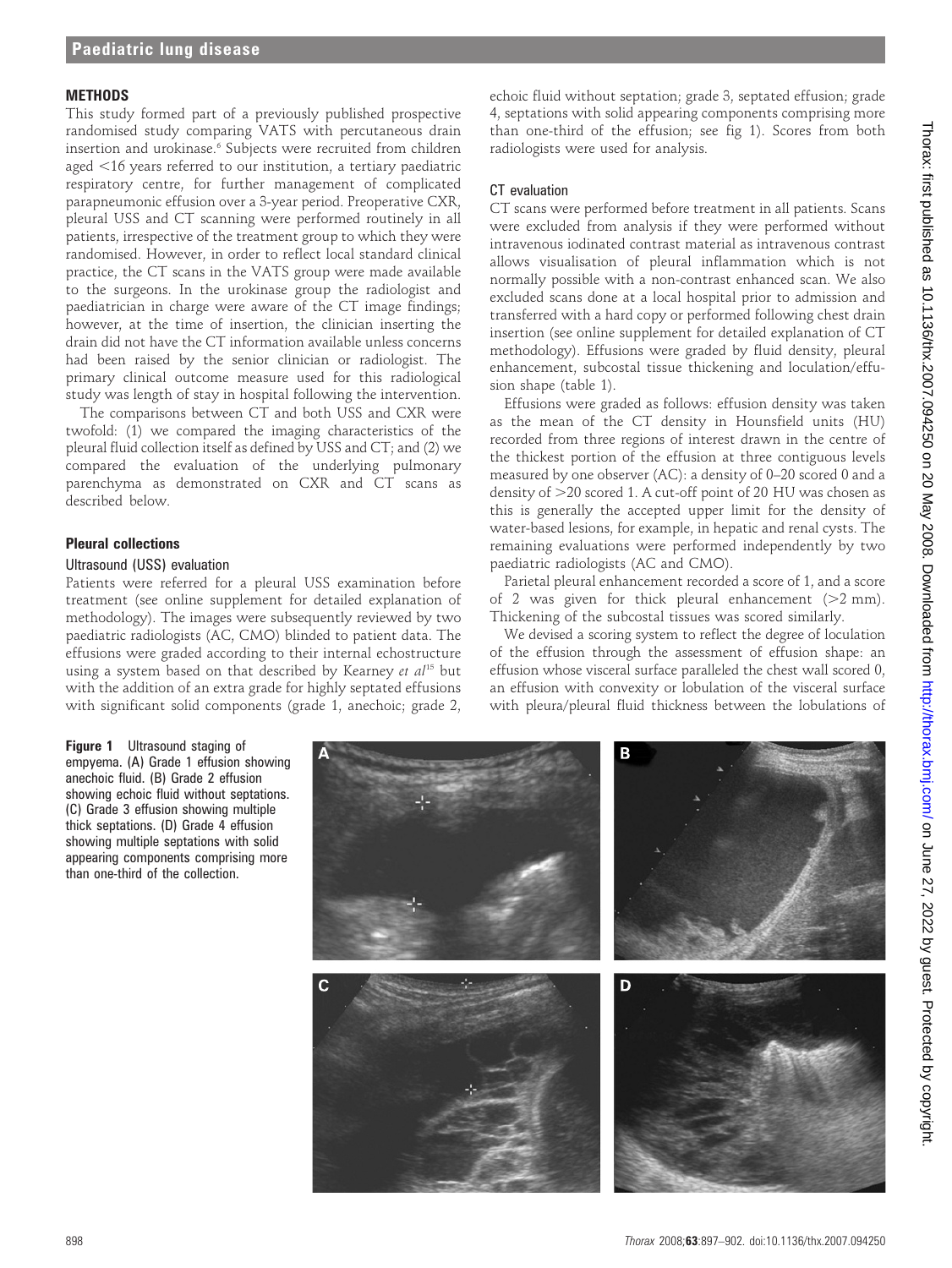## METHODS

This study formed part of a previously published prospective randomised study comparing VATS with percutaneous drain insertion and urokinase.[6] Subjects were recruited from children aged <16 years referred to our institution, a tertiary paediatric respiratory centre, for further management of complicated parapneumonic effusion over a 3-year period. Preoperative CXR, pleural USS and CT scanning were performed routinely in all patients, irrespective of the treatment group to which they were randomised. However, in order to reflect local standard clinical practice, the CT scans in the VATS group were made available to the surgeons. In the urokinase group the radiologist and paediatrician in charge were aware of the CT image findings; however, at the time of insertion, the clinician inserting the drain did not have the CT information available unless concerns had been raised by the senior clinician or radiologist. The primary clinical outcome measure used for this radiological study was length of stay in hospital following the intervention.

The comparisons between CT and both USS and CXR were twofold: (1) we compared the imaging characteristics of the pleural fluid collection itself as defined by USS and CT; and (2) we compared the evaluation of the underlying pulmonary parenchyma as demonstrated on CXR and CT scans as described below.

### Pleural collections

#### Ultrasound (USS) evaluation

Patients were referred for a pleural USS examination before treatment (see online supplement for detailed explanation of methodology). The images were subsequently reviewed by two paediatric radiologists (AC, CMO) blinded to patient data. The effusions were graded according to their internal echostructure using a system based on that described by Kearney *et al*[15] but with the addition of an extra grade for highly septated effusions with significant solid components (grade 1, anechoic; grade 2, echoic fluid without septation; grade 3, septated effusion; grade 4, septations with solid appearing components comprising more than one-third of the effusion; see fig 1). Scores from both radiologists were used for analysis.

#### CT evaluation

CT scans were performed before treatment in all patients. Scans were excluded from analysis if they were performed without intravenous iodinated contrast material as intravenous contrast allows visualisation of pleural inflammation which is not normally possible with a non-contrast enhanced scan. We also excluded scans done at a local hospital prior to admission and transferred with a hard copy or performed following chest drain insertion (see online supplement for detailed explanation of CT methodology). Effusions were graded by fluid density, pleural enhancement, subcostal tissue thickening and loculation/effusion shape (table 1).

Effusions were graded as follows: effusion density was taken as the mean of the CT density in Hounsfield units (HU) recorded from three regions of interest drawn in the centre of the thickest portion of the effusion at three contiguous levels measured by one observer (AC): a density of 0–20 scored 0 and a density of >20 scored 1. A cut-off point of 20 HU was chosen as this is generally the accepted upper limit for the density of water-based lesions, for example, in hepatic and renal cysts. The remaining evaluations were performed independently by two paediatric radiologists (AC and CMO).

Parietal pleural enhancement recorded a score of 1, and a score of 2 was given for thick pleural enhancement (>2 mm). Thickening of the subcostal tissues was scored similarly.

We devised a scoring system to reflect the degree of loculation of the effusion through the assessment of effusion shape: an effusion whose visceral surface paralleled the chest wall scored 0, an effusion with convexity or lobulation of the visceral surface with pleura/pleural fluid thickness between the lobulations of

**Figure 1** Ultrasound staging of empyema. (A) Grade 1 effusion showing anechoic fluid. (B) Grade 2 effusion showing echoic fluid without septations. (C) Grade 3 effusion showing multiple thick septations. (D) Grade 4 effusion showing multiple septations with solid appearing components comprising more than one-third of the collection.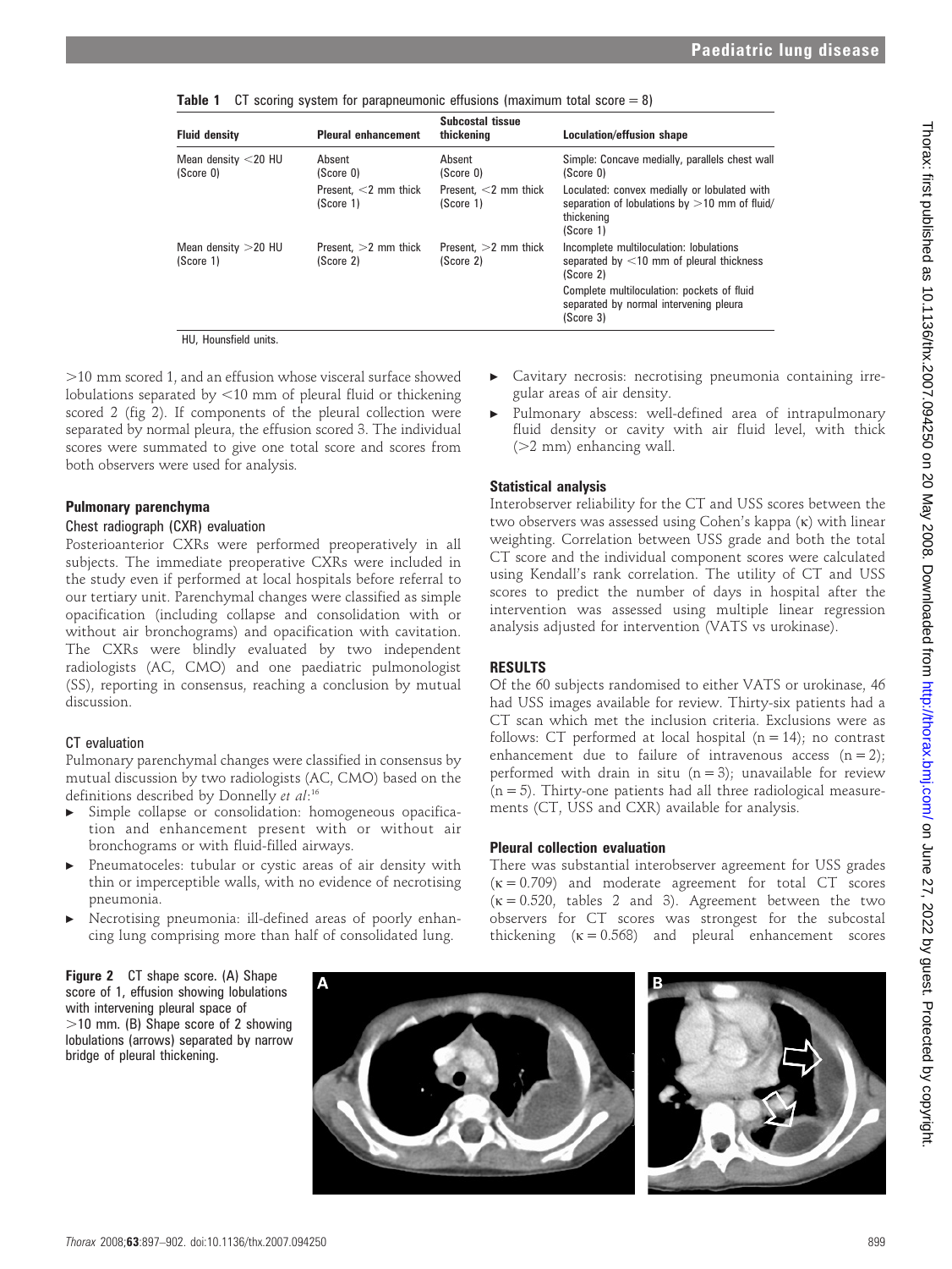**Table 1** CT scoring system for parapneumonic effusions (maximum total score = 8)

| Fluid density | Pleural enhancement | Subcostal tissue thickening | Loculation/effusion shape |
|---|---|---|---|
| Mean density <20 HU (Score 0) | Absent (Score 0) | Absent (Score 0) | Simple: Concave medially, parallels chest wall (Score 0) |
| | Present, <2 mm thick (Score 1) | Present, <2 mm thick (Score 1) | Loculated: convex medially or lobulated with separation of lobulations by >10 mm of fluid/thickening (Score 1) |
| Mean density >20 HU (Score 1) | Present, >2 mm thick (Score 2) | Present, >2 mm thick (Score 2) | Incomplete multiloculation: lobulations separated by <10 mm of pleural thickness (Score 2) |
| | | | Complete multiloculation: pockets of fluid separated by normal intervening pleura (Score 3) |

HU, Hounsfield units.

>10 mm scored 1, and an effusion whose visceral surface showed lobulations separated by <10 mm of pleural fluid or thickening scored 2 (fig 2). If components of the pleural collection were separated by normal pleura, the effusion scored 3. The individual scores were summated to give one total score and scores from both observers were used for analysis.

### Pulmonary parenchyma

#### Chest radiograph (CXR) evaluation

Posterioanterior CXRs were performed preoperatively in all subjects. The immediate preoperative CXRs were included in the study even if performed at local hospitals before referral to our tertiary unit. Parenchymal changes were classified as simple opacification (including collapse and consolidation with or without air bronchograms) and opacification with cavitation. The CXRs were blindly evaluated by two independent radiologists (AC, CMO) and one paediatric pulmonologist (SS), reporting in consensus, reaching a conclusion by mutual discussion.

#### CT evaluation

Pulmonary parenchymal changes were classified in consensus by mutual discussion by two radiologists (AC, CMO) based on the definitions described by Donnelly *et al*:[16]

- Simple collapse or consolidation: homogeneous opacification and enhancement present with or without air bronchograms or with fluid-filled airways.
- Pneumatoceles: tubular or cystic areas of air density with thin or imperceptible walls, with no evidence of necrotising pneumonia.
- Necrotising pneumonia: ill-defined areas of poorly enhancing lung comprising more than half of consolidated lung.
- Cavitary necrosis: necrotising pneumonia containing irregular areas of air density.
- Pulmonary abscess: well-defined area of intrapulmonary fluid density or cavity with air fluid level, with thick (>2 mm) enhancing wall.

### Statistical analysis

Interobserver reliability for the CT and USS scores between the two observers was assessed using Cohen's kappa (κ) with linear weighting. Correlation between USS grade and both the total CT score and the individual component scores were calculated using Kendall's rank correlation. The utility of CT and USS scores to predict the number of days in hospital after the intervention was assessed using multiple linear regression analysis adjusted for intervention (VATS vs urokinase).

## RESULTS

Of the 60 subjects randomised to either VATS or urokinase, 46 had USS images available for review. Thirty-six patients had a CT scan which met the inclusion criteria. Exclusions were as follows: CT performed at local hospital (n = 14); no contrast enhancement due to failure of intravenous access (n = 2); performed with drain in situ (n = 3); unavailable for review (n = 5). Thirty-one patients had all three radiological measurements (CT, USS and CXR) available for analysis.

### Pleural collection evaluation

There was substantial interobserver agreement for USS grades (κ = 0.709) and moderate agreement for total CT scores (κ = 0.520, tables 2 and 3). Agreement between the two observers for CT scores was strongest for the subcostal thickening (κ = 0.568) and pleural enhancement scores

**Figure 2** CT shape score. (A) Shape score of 1, effusion showing lobulations with intervening pleural space of >10 mm. (B) Shape score of 2 showing lobulations (arrows) separated by narrow bridge of pleural thickening.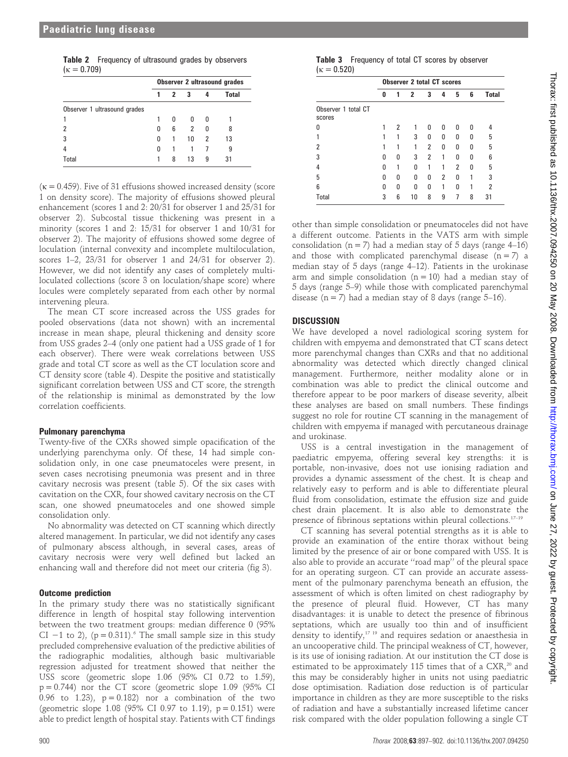**Table 2** Frequency of ultrasound grades by observers ($\kappa = 0.709$)

| | Observer 2 ultrasound grades | | | | |
|---|---|---|---|---|---|
| | 1 | 2 | 3 | 4 | Total |
| Observer 1 ultrasound grades | | | | | |
| 1 | 1 | 0 | 0 | 0 | 1 |
| 2 | 0 | 6 | 2 | 0 | 8 |
| 3 | 0 | 1 | 10 | 2 | 13 |
| 4 | 0 | 1 | 1 | 7 | 9 |
| Total | 1 | 8 | 13 | 9 | 31 |

**Table 3** Frequency of total CT scores by observer ($\kappa = 0.520$)

| | Observer 2 total CT scores | | | | | | | |
|---|---|---|---|---|---|---|---|---|
| | 0 | 1 | 2 | 3 | 4 | 5 | 6 | Total |
| Observer 1 total CT scores | | | | | | | | |
| 0 | 1 | 2 | 1 | 0 | 0 | 0 | 0 | 4 |
| 1 | 1 | 1 | 3 | 0 | 0 | 0 | 0 | 5 |
| 2 | 1 | 1 | 1 | 2 | 0 | 0 | 0 | 5 |
| 3 | 0 | 0 | 3 | 2 | 1 | 0 | 0 | 6 |
| 4 | 0 | 1 | 0 | 1 | 1 | 2 | 0 | 5 |
| 5 | 0 | 0 | 0 | 0 | 2 | 0 | 1 | 3 |
| 6 | 0 | 0 | 0 | 0 | 1 | 0 | 1 | 2 |
| Total | 3 | 6 | 10 | 8 | 9 | 7 | 8 | 31 |

($\kappa = 0.459$). Five of 31 effusions showed increased density (score 1 on density score). The majority of effusions showed pleural enhancement (scores 1 and 2: 20/31 for observer 1 and 25/31 for observer 2). Subcostal tissue thickening was present in a minority (scores 1 and 2: 15/31 for observer 1 and 10/31 for observer 2). The majority of effusions showed some degree of loculation (internal convexity and incomplete multiloculation, scores 1–2, 23/31 for observer 1 and 24/31 for observer 2). However, we did not identify any cases of completely multiloculated collections (score 3 on loculation/shape score) where locules were completely separated from each other by normal intervening pleura.

The mean CT score increased across the USS grades for pooled observations (data not shown) with an incremental increase in mean shape, pleural thickening and density score from USS grades 2–4 (only one patient had a USS grade of 1 for each observer). There were weak correlations between USS grade and total CT score as well as the CT loculation score and CT density score (table 4). Despite the positive and statistically significant correlation between USS and CT score, the strength of the relationship is minimal as demonstrated by the low correlation coefficients.

### Pulmonary parenchyma

Twenty-five of the CXRs showed simple opacification of the underlying parenchyma only. Of these, 14 had simple consolidation only, in one case pneumatoceles were present, in seven cases necrotising pneumonia was present and in three cavitary necrosis was present (table 5). Of the six cases with cavitation on the CXR, four showed cavitary necrosis on the CT scan, one showed pneumatoceles and one showed simple consolidation only.

No abnormality was detected on CT scanning which directly altered management. In particular, we did not identify any cases of pulmonary abscess although, in several cases, areas of cavitary necrosis were very well defined but lacked an enhancing wall and therefore did not meet our criteria (fig 3).

### Outcome prediction

In the primary study there was no statistically significant difference in length of hospital stay following intervention between the two treatment groups: median difference 0 (95% CI −1 to 2), ($p = 0.311$).[6] The small sample size in this study precluded comprehensive evaluation of the predictive abilities of the radiographic modalities, although basic multivariable regression adjusted for treatment showed that neither the USS score (geometric slope 1.06 (95% CI 0.72 to 1.59), $p = 0.744$) nor the CT score (geometric slope 1.09 (95% CI 0.96 to 1.23), $p = 0.182$) nor a combination of the two (geometric slope 1.08 (95% CI 0.97 to 1.19), $p = 0.151$) were able to predict length of hospital stay. Patients with CT findings other than simple consolidation or pneumatoceles did not have a different outcome. Patients in the VATS arm with simple consolidation ($n = 7$) had a median stay of 5 days (range 4–16) and those with complicated parenchymal disease ($n = 7$) a median stay of 5 days (range 4–12). Patients in the urokinase arm and simple consolidation ($n = 10$) had a median stay of 5 days (range 5–9) while those with complicated parenchymal disease ($n = 7$) had a median stay of 8 days (range 5–16).

## DISCUSSION

We have developed a novel radiological scoring system for children with empyema and demonstrated that CT scans detect more parenchymal changes than CXRs and that no additional abnormality was detected which directly changed clinical management. Furthermore, neither modality alone or in combination was able to predict the clinical outcome and therefore appear to be poor markers of disease severity, albeit these analyses are based on small numbers. These findings suggest no role for routine CT scanning in the management of children with empyema if managed with percutaneous drainage and urokinase.

USS is a central investigation in the management of paediatric empyema, offering several key strengths: it is portable, non-invasive, does not use ionising radiation and provides a dynamic assessment of the chest. It is cheap and relatively easy to perform and is able to differentiate pleural fluid from consolidation, estimate the effusion size and guide chest drain placement. It is also able to demonstrate the presence of fibrinous septations within pleural collections.[17–19]

CT scanning has several potential strengths as it is able to provide an examination of the entire thorax without being limited by the presence of air or bone compared with USS. It is also able to provide an accurate "road map" of the pleural space for an operating surgeon. CT can provide an accurate assessment of the pulmonary parenchyma beneath an effusion, the assessment of which is often limited on chest radiography by the presence of pleural fluid. However, CT has many disadvantages: it is unable to detect the presence of fibrinous septations, which are usually too thin and of insufficient density to identify,[17 19] and requires sedation or anaesthesia in an uncooperative child. The principal weakness of CT, however, is its use of ionising radiation. At our institution the CT dose is estimated to be approximately 115 times that of a CXR,[20] and this may be considerably higher in units not using paediatric dose optimisation. Radiation dose reduction is of particular importance in children as they are more susceptible to the risks of radiation and have a substantially increased lifetime cancer risk compared with the older population following a single CT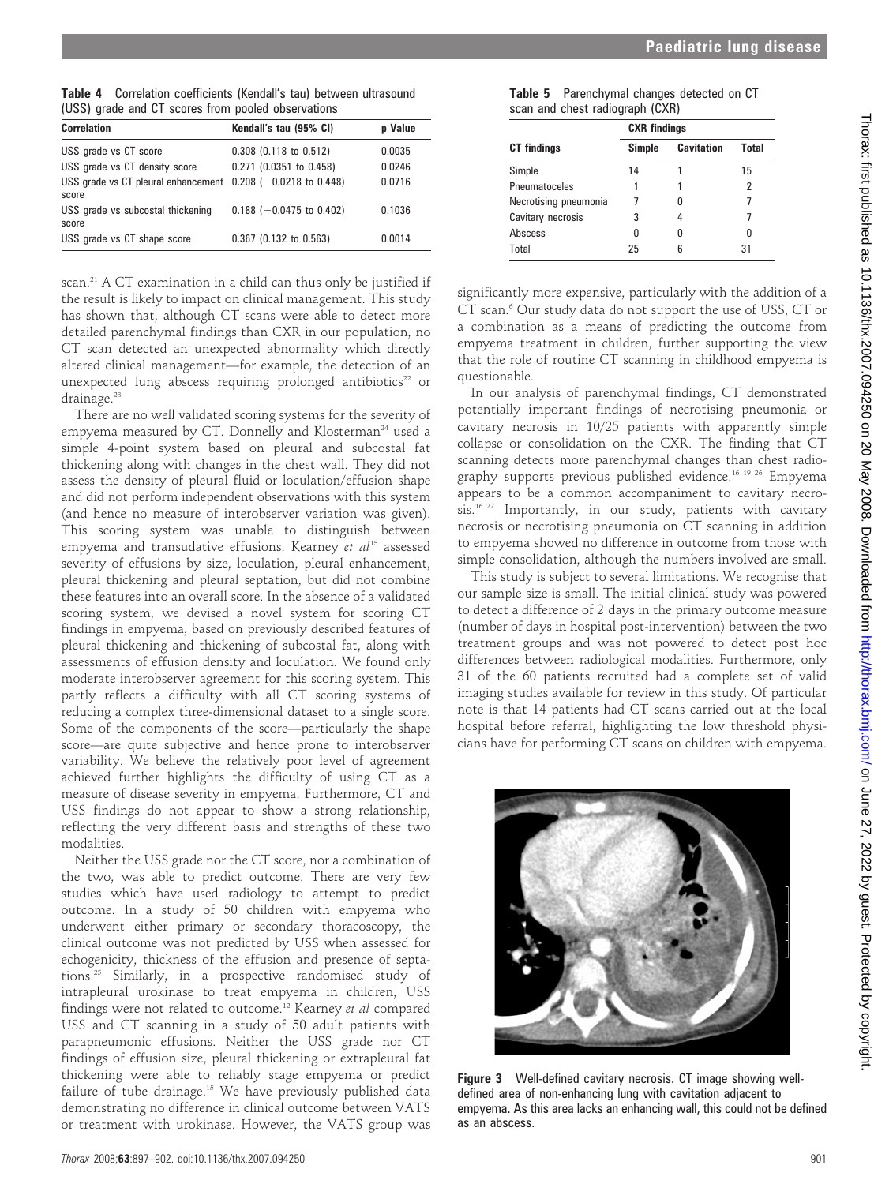**Table 4** Correlation coefficients (Kendall's tau) between ultrasound (USS) grade and CT scores from pooled observations

| Correlation | Kendall's tau (95% CI) | p Value |
|---|---|---|
| USS grade vs CT score | 0.308 (0.118 to 0.512) | 0.0035 |
| USS grade vs CT density score | 0.271 (0.0351 to 0.458) | 0.0246 |
| USS grade vs CT pleural enhancement score | 0.208 (−0.0218 to 0.448) | 0.0716 |
| USS grade vs subcostal thickening score | 0.188 (−0.0475 to 0.402) | 0.1036 |
| USS grade vs CT shape score | 0.367 (0.132 to 0.563) | 0.0014 |

scan.[21] A CT examination in a child can thus only be justified if the result is likely to impact on clinical management. This study has shown that, although CT scans were able to detect more detailed parenchymal findings than CXR in our population, no CT scan detected an unexpected abnormality which directly altered clinical management—for example, the detection of an unexpected lung abscess requiring prolonged antibiotics[22] or drainage.[23]

There are no well validated scoring systems for the severity of empyema measured by CT. Donnelly and Klosterman[24] used a simple 4-point system based on pleural and subcostal fat thickening along with changes in the chest wall. They did not assess the density of pleural fluid or loculation/effusion shape and did not perform independent observations with this system (and hence no measure of interobserver variation was given). This scoring system was unable to distinguish between empyema and transudative effusions. Kearney *et al*[15] assessed severity of effusions by size, loculation, pleural enhancement, pleural thickening and pleural septation, but did not combine these features into an overall score. In the absence of a validated scoring system, we devised a novel system for scoring CT findings in empyema, based on previously described features of pleural thickening and thickening of subcostal fat, along with assessments of effusion density and loculation. We found only moderate interobserver agreement for this scoring system. This partly reflects a difficulty with all CT scoring systems of reducing a complex three-dimensional dataset to a single score. Some of the components of the score—particularly the shape score—are quite subjective and hence prone to interobserver variability. We believe the relatively poor level of agreement achieved further highlights the difficulty of using CT as a measure of disease severity in empyema. Furthermore, CT and USS findings do not appear to show a strong relationship, reflecting the very different basis and strengths of these two modalities.

Neither the USS grade nor the CT score, nor a combination of the two, was able to predict outcome. There are very few studies which have used radiology to attempt to predict outcome. In a study of 50 children with empyema who underwent either primary or secondary thoracoscopy, the clinical outcome was not predicted by USS when assessed for echogenicity, thickness of the effusion and presence of septations.[25] Similarly, in a prospective randomised study of intrapleural urokinase to treat empyema in children, USS findings were not related to outcome.[12] Kearney *et al* compared USS and CT scanning in a study of 50 adult patients with parapneumonic effusions. Neither the USS grade nor CT findings of effusion size, pleural thickening or extrapleural fat thickening were able to reliably stage empyema or predict failure of tube drainage.[15] We have previously published data demonstrating no difference in clinical outcome between VATS or treatment with urokinase. However, the VATS group was significantly more expensive, particularly with the addition of a CT scan.[6] Our study data do not support the use of USS, CT or a combination as a means of predicting the outcome from empyema treatment in children, further supporting the view that the role of routine CT scanning in childhood empyema is questionable.

**Table 5** Parenchymal changes detected on CT scan and chest radiograph (CXR)

| | CXR findings | | |
|---|---|---|---|
| CT findings | Simple | Cavitation | Total |
| Simple | 14 | 1 | 15 |
| Pneumatoceles | 1 | 1 | 2 |
| Necrotising pneumonia | 7 | 0 | 7 |
| Cavitary necrosis | 3 | 4 | 7 |
| Abscess | 0 | 0 | 0 |
| Total | 25 | 6 | 31 |

In our analysis of parenchymal findings, CT demonstrated potentially important findings of necrotising pneumonia or cavitary necrosis in 10/25 patients with apparently simple collapse or consolidation on the CXR. The finding that CT scanning detects more parenchymal changes than chest radiography supports previous published evidence.[16 19 26] Empyema appears to be a common accompaniment to cavitary necrosis.[16 27] Importantly, in our study, patients with cavitary necrosis or necrotising pneumonia on CT scanning in addition to empyema showed no difference in outcome from those with simple consolidation, although the numbers involved are small.

This study is subject to several limitations. We recognise that our sample size is small. The initial clinical study was powered to detect a difference of 2 days in the primary outcome measure (number of days in hospital post-intervention) between the two treatment groups and was not powered to detect post hoc differences between radiological modalities. Furthermore, only 31 of the 60 patients recruited had a complete set of valid imaging studies available for review in this study. Of particular note is that 14 patients had CT scans carried out at the local hospital before referral, highlighting the low threshold physicians have for performing CT scans on children with empyema.

**Figure 3** Well-defined cavitary necrosis. CT image showing well-defined area of non-enhancing lung with cavitation adjacent to empyema. As this area lacks an enhancing wall, this could not be defined as an abscess.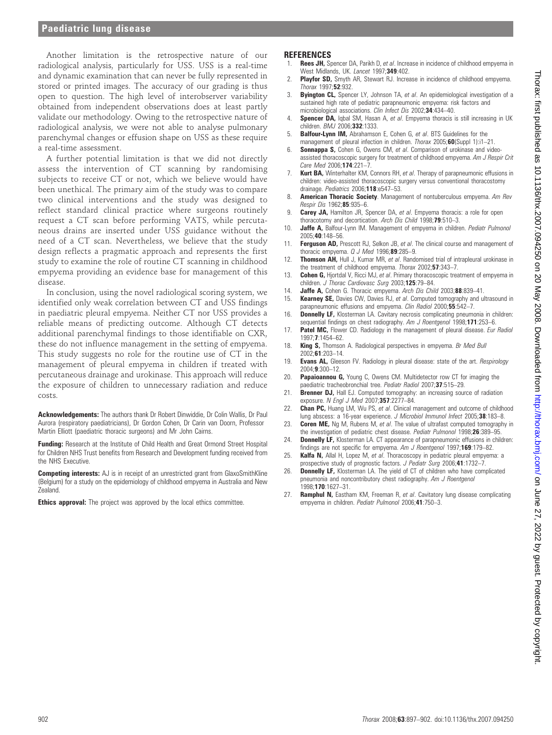Another limitation is the retrospective nature of our radiological analysis, particularly for USS. USS is a real-time and dynamic examination that can never be fully represented in stored or printed images. The accuracy of our grading is thus open to question. The high level of interobserver variability obtained from independent observations does at least partly validate our methodology. Owing to the retrospective nature of radiological analysis, we were not able to analyse pulmonary parenchymal changes or effusion shape on USS as these require a real-time assessment.

A further potential limitation is that we did not directly assess the intervention of CT scanning by randomising subjects to receive CT or not, which we believe would have been unethical. The primary aim of the study was to compare two clinical interventions and the study was designed to reflect standard clinical practice where surgeons routinely request a CT scan before performing VATS, while percutaneous drains are inserted under USS guidance without the need of a CT scan. Nevertheless, we believe that the study design reflects a pragmatic approach and represents the first study to examine the role of routine CT scanning in childhood empyema providing an evidence base for management of this disease.

In conclusion, using the novel radiological scoring system, we identified only weak correlation between CT and USS findings in paediatric pleural empyema. Neither CT nor USS provides a reliable means of predicting outcome. Although CT detects additional parenchymal findings to those identifiable on CXR, these do not influence management in the setting of empyema. This study suggests no role for the routine use of CT in the management of pleural empyema in children if treated with percutaneous drainage and urokinase. This approach will reduce the exposure of children to unnecessary radiation and reduce costs.

**Acknowledgements:** The authors thank Dr Robert Dinwiddie, Dr Colin Wallis, Dr Paul Aurora (respiratory paediatricians), Dr Gordon Cohen, Dr Carin van Doorn, Professor Martin Elliott (paediatric thoracic surgeons) and Mr John Cairns.

**Funding:** Research at the Institute of Child Health and Great Ormond Street Hospital for Children NHS Trust benefits from Research and Development funding received from the NHS Executive.

**Competing interests:** AJ is in receipt of an unrestricted grant from GlaxoSmithKline (Belgium) for a study on the epidemiology of childhood empyema in Australia and New Zealand.

**Ethics approval:** The project was approved by the local ethics committee.

## REFERENCES

1. **Rees JH,** Spencer DA, Parikh D, *et al*. Increase in incidence of childhood empyema in West Midlands, UK. *Lancet* 1997;**349**:402.
2. **Playfor SD,** Smyth AR, Stewart RJ. Increase in incidence of childhood empyema. *Thorax* 1997;**52**:932.
3. **Byington CL,** Spencer LY, Johnson TA, *et al*. An epidemiological investigation of a sustained high rate of pediatric parapneumonic empyema: risk factors and microbiological associations. *Clin Infect Dis* 2002;**34**:434–40.
4. **Spencer DA,** Iqbal SM, Hasan A, *et al*. Empyema thoracis is still increasing in UK children. *BMJ* 2006;**332**:1333.
5. **Balfour-Lynn IM,** Abrahamson E, Cohen G, *et al*. BTS Guidelines for the management of pleural infection in children. *Thorax* 2005;**60**(Suppl 1):i1–21.
6. **Sonnappa S,** Cohen G, Owens CM, *et al*. Comparison of urokinase and video-assisted thoracoscopic surgery for treatment of childhood empyema. *Am J Respir Crit Care Med* 2006;**174**:221–7.
7. **Kurt BA,** Winterhalter KM, Connors RH, *et al*. Therapy of parapneumonic effusions in children: video-assisted thoracoscopic surgery versus conventional thoracostomy drainage. *Pediatrics* 2006;**118**:e547–53.
8. **American Thoracic Society**. Management of nontuberculous empyema. *Am Rev Respir Dis* 1962;**85**:935–6.
9. **Carey JA,** Hamilton JR, Spencer DA, *et al*. Empyema thoracis: a role for open thoracotomy and decortication. *Arch Dis Child* 1998;**79**:510–3.
10. **Jaffe A,** Balfour-Lynn IM. Management of empyema in children. *Pediatr Pulmonol* 2005;**40**:148–56.
11. **Ferguson AD,** Prescott RJ, Selkon JB, *et al*. The clinical course and management of thoracic empyema. *Q J Med* 1996;**89**:285–9.
12. **Thomson AH,** Hull J, Kumar MR, *et al*. Randomised trial of intrapleural urokinase in the treatment of childhood empyema. *Thorax* 2002;**57**:343–7.
13. **Cohen G,** Hjortdal V, Ricci MJ, *et al*. Primary thoracoscopic treatment of empyema in children. *J Thorac Cardiovasc Surg* 2003;**125**:79–84.
14. **Jaffe A,** Cohen G. Thoracic empyema. *Arch Dis Child* 2003;**88**:839–41.
15. **Kearney SE,** Davies CW, Davies RJ, *et al*. Computed tomography and ultrasound in parapneumonic effusions and empyema. *Clin Radiol* 2000;**55**:542–7.
16. **Donnelly LF,** Klosterman LA. Cavitary necrosis complicating pneumonia in children: sequential findings on chest radiography. *Am J Roentgenol* 1998;**171**:253–6.
17. **Patel MC,** Flower CD. Radiology in the management of pleural disease. *Eur Radiol* 1997;**7**:1454–62.
18. **King S,** Thomson A. Radiological perspectives in empyema. *Br Med Bull* 2002;**61**:203–14.
19. **Evans AL,** Gleeson FV. Radiology in pleural disease: state of the art. *Respirology* 2004;**9**:300–12.
20. **Papaioannou G,** Young C, Owens CM. Multidetector row CT for imaging the paediatric tracheobronchial tree. *Pediatr Radiol* 2007;**37**:515–29.
21. **Brenner DJ,** Hall EJ. Computed tomography: an increasing source of radiation exposure. *N Engl J Med* 2007;**357**:2277–84.
22. **Chan PC,** Huang LM, Wu PS, *et al*. Clinical management and outcome of childhood lung abscess: a 16-year experience. *J Microbiol Immunol Infect* 2005;**38**:183–8.
23. **Coren ME,** Ng M, Rubens M, *et al*. The value of ultrafast computed tomography in the investigation of pediatric chest disease. *Pediatr Pulmonol* 1998;**26**:389–95.
24. **Donnelly LF,** Klosterman LA. CT appearance of parapneumonic effusions in children: findings are not specific for empyema. *Am J Roentgenol* 1997;**169**:179–82.
25. **Kalfa N,** Allal H, Lopez M, *et al*. Thoracoscopy in pediatric pleural empyema: a prospective study of prognostic factors. *J Pediatr Surg* 2006;**41**:1732–7.
26. **Donnelly LF,** Klosterman LA. The yield of CT of children who have complicated pneumonia and noncontributory chest radiography. *Am J Roentgenol* 1998;**170**:1627–31.
27. **Ramphul N,** Eastham KM, Freeman R, *et al*. Cavitatory lung disease complicating empyema in children. *Pediatr Pulmonol* 2006;**41**:750–3.